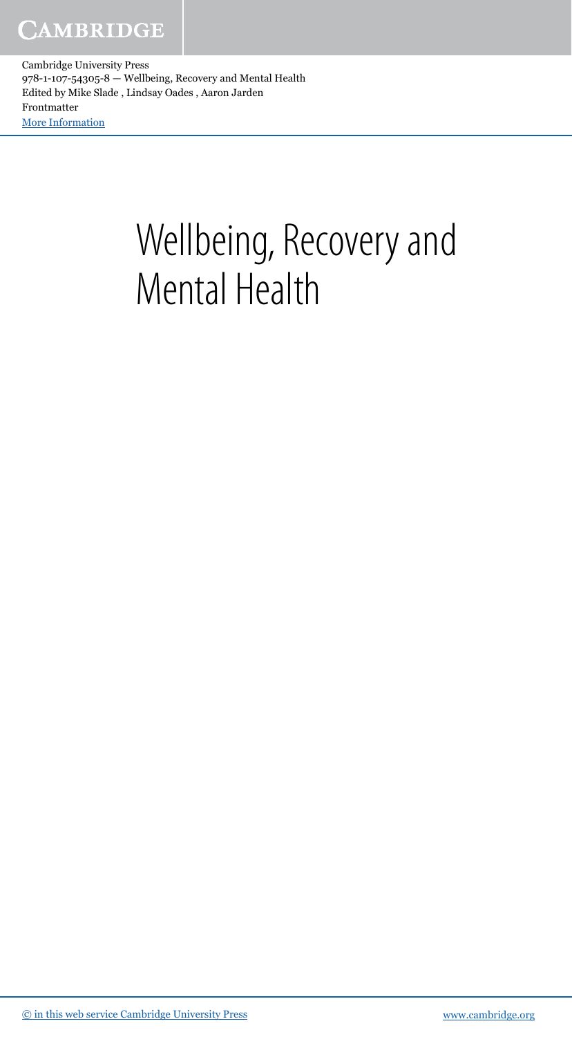# Wellbeing, Recovery and Mental Health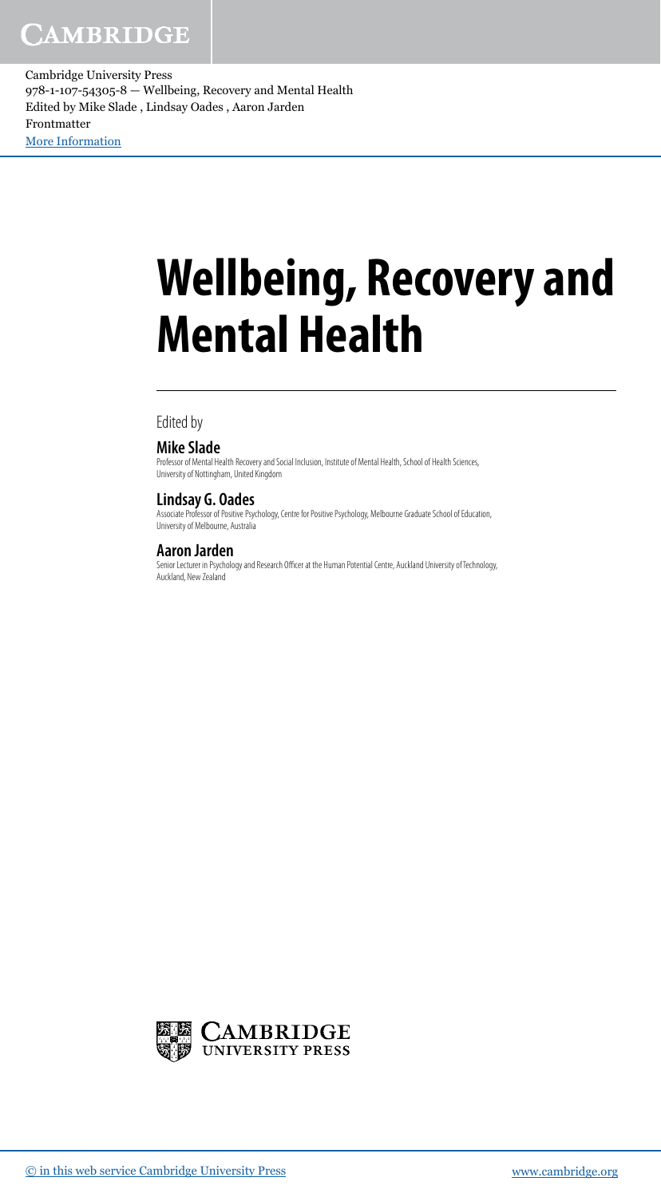# Wellbeing, Recovery and Mental Health

Edited by

**Mike Slade**
Professor of Mental Health Recovery and Social Inclusion, Institute of Mental Health, School of Health Sciences, University of Nottingham, United Kingdom

**Lindsay G. Oades**
Associate Professor of Positive Psychology, Centre for Positive Psychology, Melbourne Graduate School of Education, University of Melbourne, Australia

**Aaron Jarden**
Senior Lecturer in Psychology and Research Officer at the Human Potential Centre, Auckland University of Technology, Auckland, New Zealand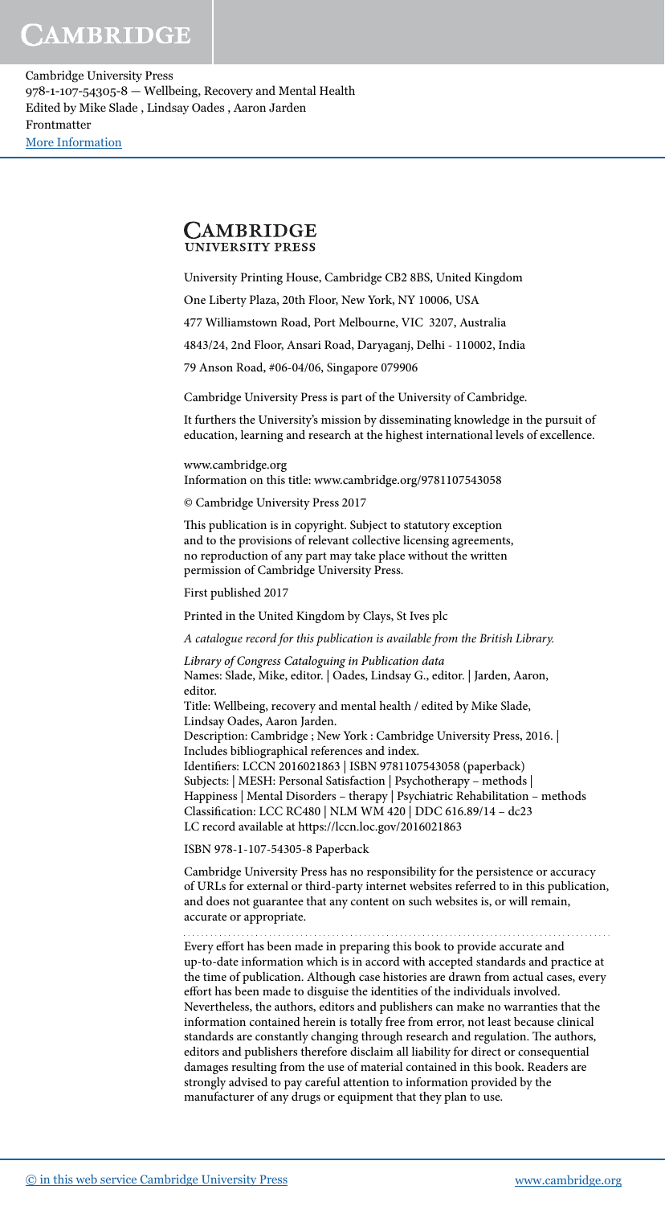**CAMBRIDGE**
UNIVERSITY PRESS

University Printing House, Cambridge CB2 8BS, United Kingdom

One Liberty Plaza, 20th Floor, New York, NY 10006, USA

477 Williamstown Road, Port Melbourne, VIC 3207, Australia

4843/24, 2nd Floor, Ansari Road, Daryaganj, Delhi - 110002, India

79 Anson Road, #06-04/06, Singapore 079906

Cambridge University Press is part of the University of Cambridge.

It furthers the University's mission by disseminating knowledge in the pursuit of education, learning and research at the highest international levels of excellence.

www.cambridge.org
Information on this title: www.cambridge.org/9781107543058

© Cambridge University Press 2017

This publication is in copyright. Subject to statutory exception and to the provisions of relevant collective licensing agreements, no reproduction of any part may take place without the written permission of Cambridge University Press.

First published 2017

Printed in the United Kingdom by Clays, St Ives plc

*A catalogue record for this publication is available from the British Library.*

*Library of Congress Cataloguing in Publication data*
Names: Slade, Mike, editor. | Oades, Lindsay G., editor. | Jarden, Aaron, editor.
Title: Wellbeing, recovery and mental health / edited by Mike Slade, Lindsay Oades, Aaron Jarden.
Description: Cambridge ; New York : Cambridge University Press, 2016. | Includes bibliographical references and index.
Identifiers: LCCN 2016021863 | ISBN 9781107543058 (paperback)
Subjects: | MESH: Personal Satisfaction | Psychotherapy – methods | Happiness | Mental Disorders – therapy | Psychiatric Rehabilitation – methods
Classification: LCC RC480 | NLM WM 420 | DDC 616.89/14 – dc23
LC record available at https://lccn.loc.gov/2016021863

ISBN 978-1-107-54305-8 Paperback

Cambridge University Press has no responsibility for the persistence or accuracy of URLs for external or third-party internet websites referred to in this publication, and does not guarantee that any content on such websites is, or will remain, accurate or appropriate.

---

Every effort has been made in preparing this book to provide accurate and up-to-date information which is in accord with accepted standards and practice at the time of publication. Although case histories are drawn from actual cases, every effort has been made to disguise the identities of the individuals involved. Nevertheless, the authors, editors and publishers can make no warranties that the information contained herein is totally free from error, not least because clinical standards are constantly changing through research and regulation. The authors, editors and publishers therefore disclaim all liability for direct or consequential damages resulting from the use of material contained in this book. Readers are strongly advised to pay careful attention to information provided by the manufacturer of any drugs or equipment that they plan to use.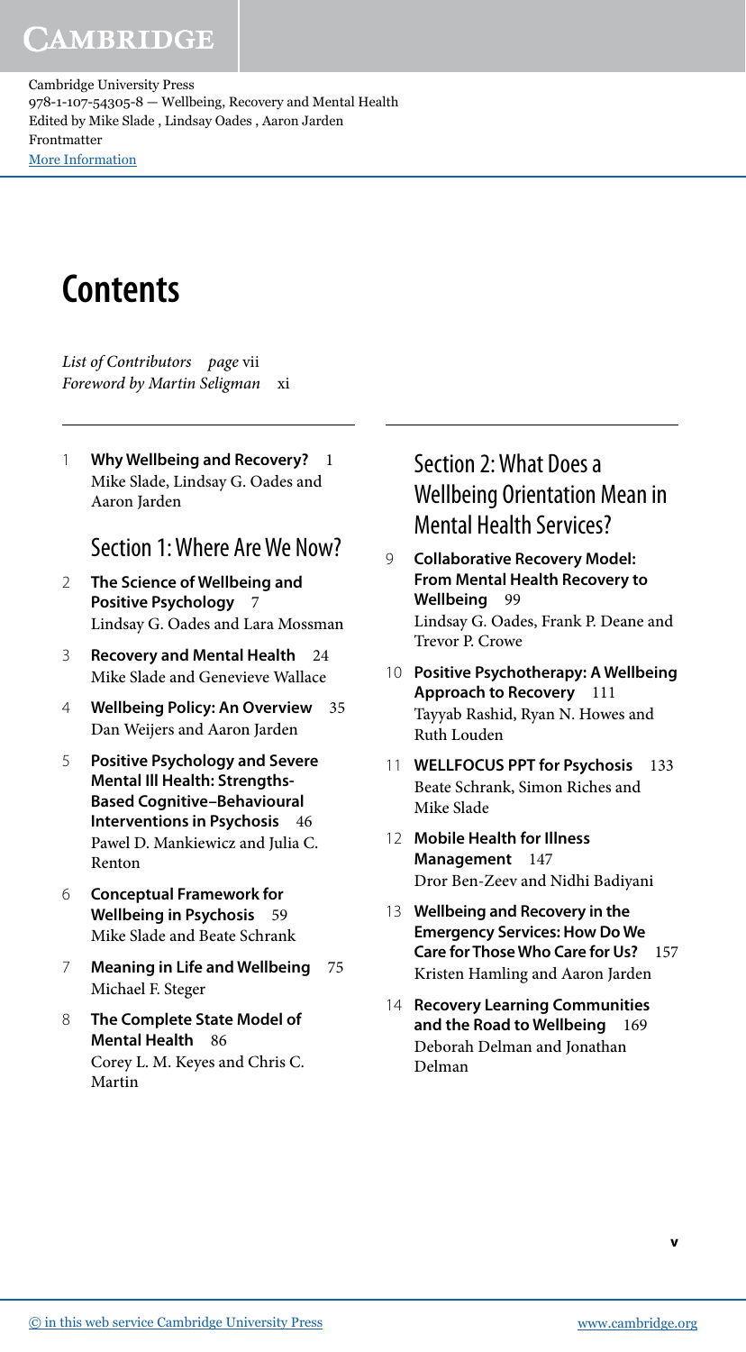# Contents

*List of Contributors* *page* vii
*Foreword by Martin Seligman* xi

1 **Why Wellbeing and Recovery?** 1
Mike Slade, Lindsay G. Oades and Aaron Jarden

## Section 1: Where Are We Now?

2 **The Science of Wellbeing and Positive Psychology** 7
Lindsay G. Oades and Lara Mossman

3 **Recovery and Mental Health** 24
Mike Slade and Genevieve Wallace

4 **Wellbeing Policy: An Overview** 35
Dan Weijers and Aaron Jarden

5 **Positive Psychology and Severe Mental Ill Health: Strengths-Based Cognitive–Behavioural Interventions in Psychosis** 46
Pawel D. Mankiewicz and Julia C. Renton

6 **Conceptual Framework for Wellbeing in Psychosis** 59
Mike Slade and Beate Schrank

7 **Meaning in Life and Wellbeing** 75
Michael F. Steger

8 **The Complete State Model of Mental Health** 86
Corey L. M. Keyes and Chris C. Martin

## Section 2: What Does a Wellbeing Orientation Mean in Mental Health Services?

9 **Collaborative Recovery Model: From Mental Health Recovery to Wellbeing** 99
Lindsay G. Oades, Frank P. Deane and Trevor P. Crowe

10 **Positive Psychotherapy: A Wellbeing Approach to Recovery** 111
Tayyab Rashid, Ryan N. Howes and Ruth Louden

11 **WELLFOCUS PPT for Psychosis** 133
Beate Schrank, Simon Riches and Mike Slade

12 **Mobile Health for Illness Management** 147
Dror Ben-Zeev and Nidhi Badiyani

13 **Wellbeing and Recovery in the Emergency Services: How Do We Care for Those Who Care for Us?** 157
Kristen Hamling and Aaron Jarden

14 **Recovery Learning Communities and the Road to Wellbeing** 169
Deborah Delman and Jonathan Delman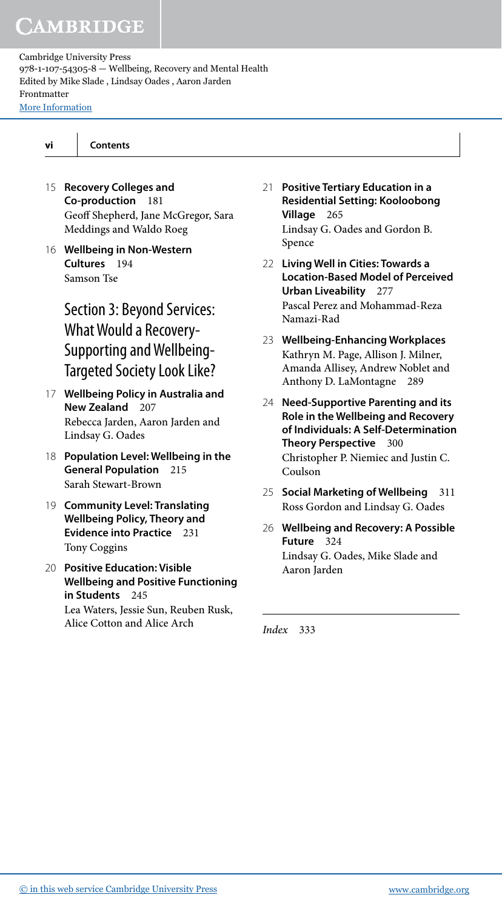15 **Recovery Colleges and Co-production** 181
Geoff Shepherd, Jane McGregor, Sara Meddings and Waldo Roeg

16 **Wellbeing in Non-Western Cultures** 194
Samson Tse

## Section 3: Beyond Services: What Would a Recovery-Supporting and Wellbeing-Targeted Society Look Like?

17 **Wellbeing Policy in Australia and New Zealand** 207
Rebecca Jarden, Aaron Jarden and Lindsay G. Oades

18 **Population Level: Wellbeing in the General Population** 215
Sarah Stewart-Brown

19 **Community Level: Translating Wellbeing Policy, Theory and Evidence into Practice** 231
Tony Coggins

20 **Positive Education: Visible Wellbeing and Positive Functioning in Students** 245
Lea Waters, Jessie Sun, Reuben Rusk, Alice Cotton and Alice Arch

21 **Positive Tertiary Education in a Residential Setting: Kooloobong Village** 265
Lindsay G. Oades and Gordon B. Spence

22 **Living Well in Cities: Towards a Location-Based Model of Perceived Urban Liveability** 277
Pascal Perez and Mohammad-Reza Namazi-Rad

23 **Wellbeing-Enhancing Workplaces**
Kathryn M. Page, Allison J. Milner, Amanda Allisey, Andrew Noblet and Anthony D. LaMontagne 289

24 **Need-Supportive Parenting and its Role in the Wellbeing and Recovery of Individuals: A Self-Determination Theory Perspective** 300
Christopher P. Niemiec and Justin C. Coulson

25 **Social Marketing of Wellbeing** 311
Ross Gordon and Lindsay G. Oades

26 **Wellbeing and Recovery: A Possible Future** 324
Lindsay G. Oades, Mike Slade and Aaron Jarden

*Index* 333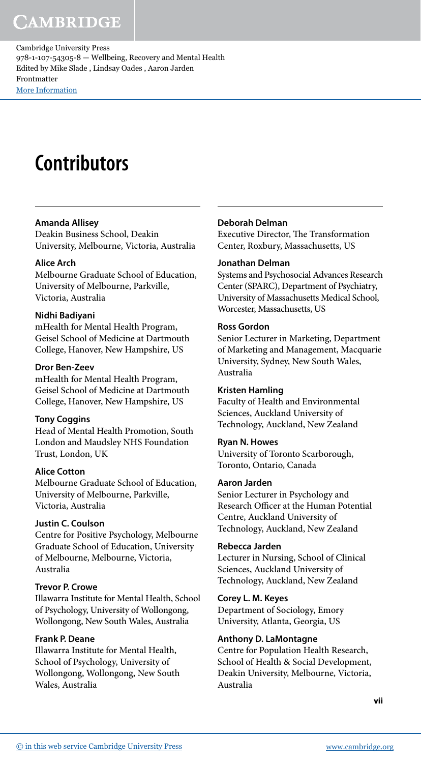# Contributors

**Amanda Allisey**
Deakin Business School, Deakin University, Melbourne, Victoria, Australia

**Alice Arch**
Melbourne Graduate School of Education, University of Melbourne, Parkville, Victoria, Australia

**Nidhi Badiyani**
mHealth for Mental Health Program, Geisel School of Medicine at Dartmouth College, Hanover, New Hampshire, US

**Dror Ben-Zeev**
mHealth for Mental Health Program, Geisel School of Medicine at Dartmouth College, Hanover, New Hampshire, US

**Tony Coggins**
Head of Mental Health Promotion, South London and Maudsley NHS Foundation Trust, London, UK

**Alice Cotton**
Melbourne Graduate School of Education, University of Melbourne, Parkville, Victoria, Australia

**Justin C. Coulson**
Centre for Positive Psychology, Melbourne Graduate School of Education, University of Melbourne, Melbourne, Victoria, Australia

**Trevor P. Crowe**
Illawarra Institute for Mental Health, School of Psychology, University of Wollongong, Wollongong, New South Wales, Australia

**Frank P. Deane**
Illawarra Institute for Mental Health, School of Psychology, University of Wollongong, Wollongong, New South Wales, Australia

**Deborah Delman**
Executive Director, The Transformation Center, Roxbury, Massachusetts, US

**Jonathan Delman**
Systems and Psychosocial Advances Research Center (SPARC), Department of Psychiatry, University of Massachusetts Medical School, Worcester, Massachusetts, US

**Ross Gordon**
Senior Lecturer in Marketing, Department of Marketing and Management, Macquarie University, Sydney, New South Wales, Australia

**Kristen Hamling**
Faculty of Health and Environmental Sciences, Auckland University of Technology, Auckland, New Zealand

**Ryan N. Howes**
University of Toronto Scarborough, Toronto, Ontario, Canada

**Aaron Jarden**
Senior Lecturer in Psychology and Research Officer at the Human Potential Centre, Auckland University of Technology, Auckland, New Zealand

**Rebecca Jarden**
Lecturer in Nursing, School of Clinical Sciences, Auckland University of Technology, Auckland, New Zealand

**Corey L. M. Keyes**
Department of Sociology, Emory University, Atlanta, Georgia, US

**Anthony D. LaMontagne**
Centre for Population Health Research, School of Health & Social Development, Deakin University, Melbourne, Victoria, Australia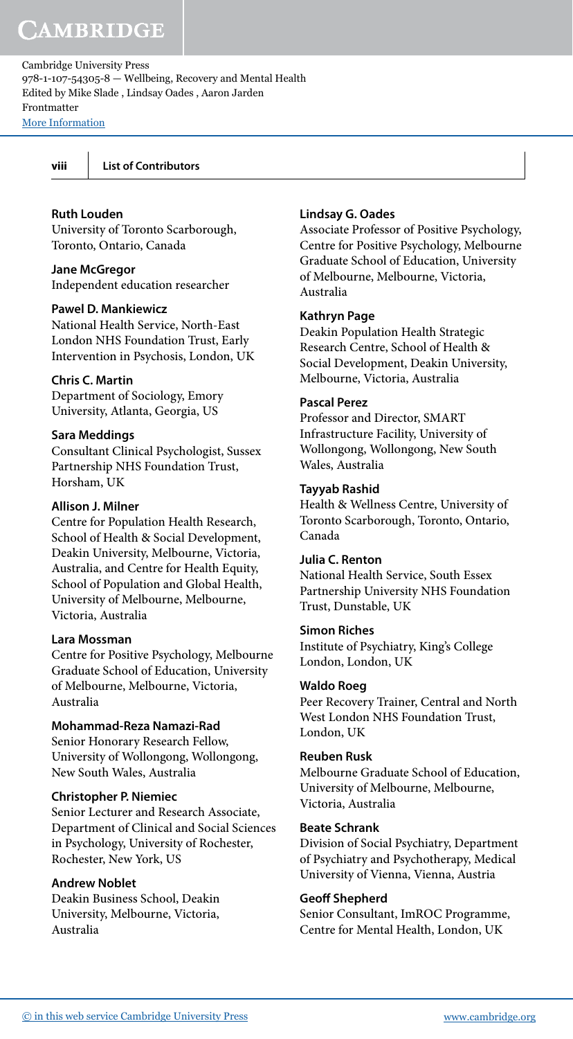**Ruth Louden**
University of Toronto Scarborough, Toronto, Ontario, Canada

**Jane McGregor**
Independent education researcher

**Pawel D. Mankiewicz**
National Health Service, North-East London NHS Foundation Trust, Early Intervention in Psychosis, London, UK

**Chris C. Martin**
Department of Sociology, Emory University, Atlanta, Georgia, US

**Sara Meddings**
Consultant Clinical Psychologist, Sussex Partnership NHS Foundation Trust, Horsham, UK

**Allison J. Milner**
Centre for Population Health Research, School of Health & Social Development, Deakin University, Melbourne, Victoria, Australia, and Centre for Health Equity, School of Population and Global Health, University of Melbourne, Melbourne, Victoria, Australia

**Lara Mossman**
Centre for Positive Psychology, Melbourne Graduate School of Education, University of Melbourne, Melbourne, Victoria, Australia

**Mohammad-Reza Namazi-Rad**
Senior Honorary Research Fellow, University of Wollongong, Wollongong, New South Wales, Australia

**Christopher P. Niemiec**
Senior Lecturer and Research Associate, Department of Clinical and Social Sciences in Psychology, University of Rochester, Rochester, New York, US

**Andrew Noblet**
Deakin Business School, Deakin University, Melbourne, Victoria, Australia

**Lindsay G. Oades**
Associate Professor of Positive Psychology, Centre for Positive Psychology, Melbourne Graduate School of Education, University of Melbourne, Melbourne, Victoria, Australia

**Kathryn Page**
Deakin Population Health Strategic Research Centre, School of Health & Social Development, Deakin University, Melbourne, Victoria, Australia

**Pascal Perez**
Professor and Director, SMART Infrastructure Facility, University of Wollongong, Wollongong, New South Wales, Australia

**Tayyab Rashid**
Health & Wellness Centre, University of Toronto Scarborough, Toronto, Ontario, Canada

**Julia C. Renton**
National Health Service, South Essex Partnership University NHS Foundation Trust, Dunstable, UK

**Simon Riches**
Institute of Psychiatry, King's College London, London, UK

**Waldo Roeg**
Peer Recovery Trainer, Central and North West London NHS Foundation Trust, London, UK

**Reuben Rusk**
Melbourne Graduate School of Education, University of Melbourne, Melbourne, Victoria, Australia

**Beate Schrank**
Division of Social Psychiatry, Department of Psychiatry and Psychotherapy, Medical University of Vienna, Vienna, Austria

**Geoff Shepherd**
Senior Consultant, ImROC Programme, Centre for Mental Health, London, UK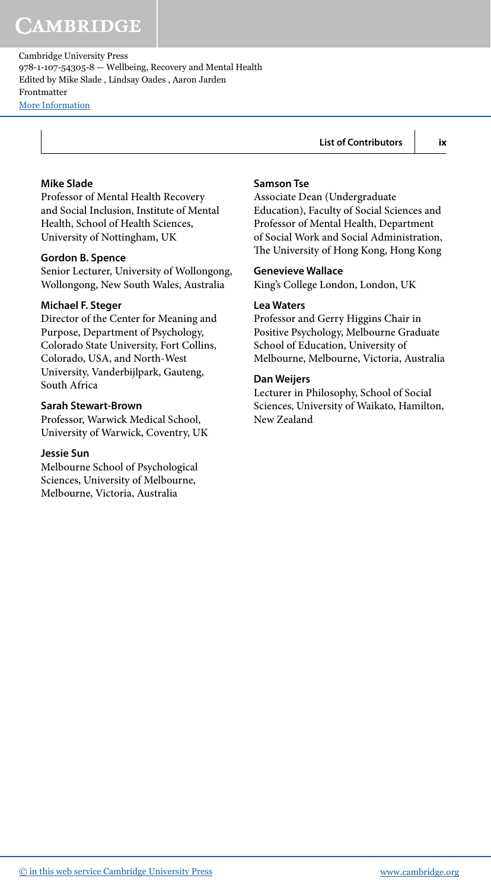**Mike Slade**
Professor of Mental Health Recovery and Social Inclusion, Institute of Mental Health, School of Health Sciences, University of Nottingham, UK

**Gordon B. Spence**
Senior Lecturer, University of Wollongong, Wollongong, New South Wales, Australia

**Michael F. Steger**
Director of the Center for Meaning and Purpose, Department of Psychology, Colorado State University, Fort Collins, Colorado, USA, and North-West University, Vanderbijlpark, Gauteng, South Africa

**Sarah Stewart-Brown**
Professor, Warwick Medical School, University of Warwick, Coventry, UK

**Jessie Sun**
Melbourne School of Psychological Sciences, University of Melbourne, Melbourne, Victoria, Australia

**Samson Tse**
Associate Dean (Undergraduate Education), Faculty of Social Sciences and Professor of Mental Health, Department of Social Work and Social Administration, The University of Hong Kong, Hong Kong

**Genevieve Wallace**
King's College London, London, UK

**Lea Waters**
Professor and Gerry Higgins Chair in Positive Psychology, Melbourne Graduate School of Education, University of Melbourne, Melbourne, Victoria, Australia

**Dan Weijers**
Lecturer in Philosophy, School of Social Sciences, University of Waikato, Hamilton, New Zealand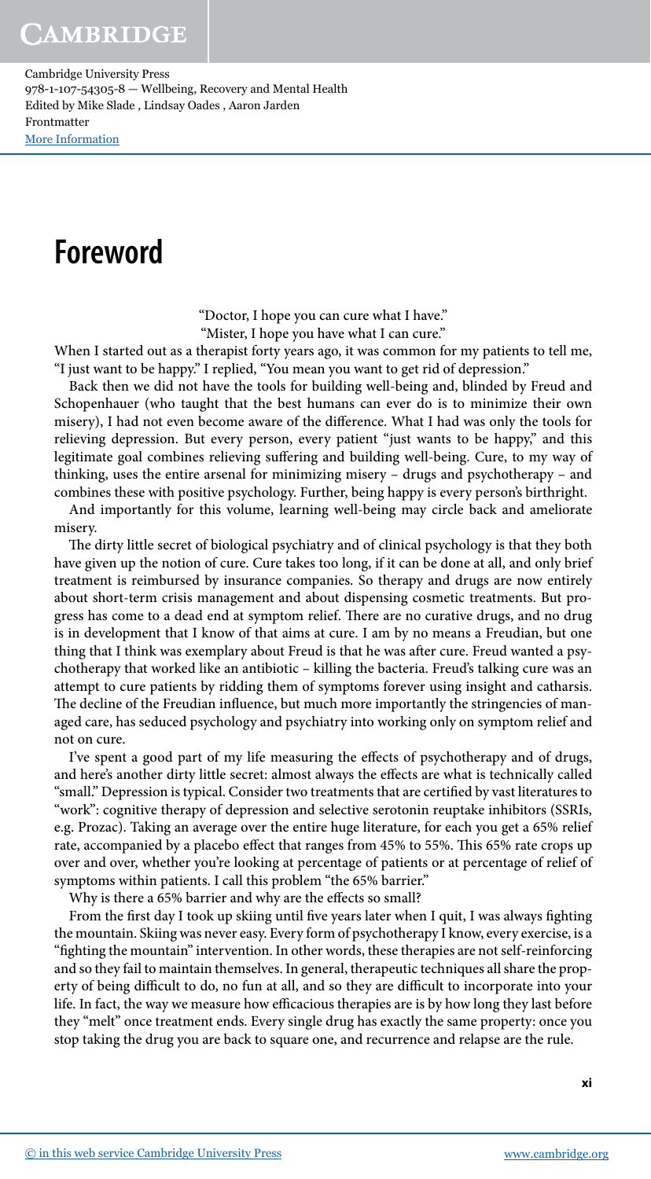# Foreword

"Doctor, I hope you can cure what I have."
"Mister, I hope you have what I can cure."

When I started out as a therapist forty years ago, it was common for my patients to tell me, "I just want to be happy." I replied, "You mean you want to get rid of depression."

Back then we did not have the tools for building well-being and, blinded by Freud and Schopenhauer (who taught that the best humans can ever do is to minimize their own misery), I had not even become aware of the difference. What I had was only the tools for relieving depression. But every person, every patient "just wants to be happy," and this legitimate goal combines relieving suffering and building well-being. Cure, to my way of thinking, uses the entire arsenal for minimizing misery – drugs and psychotherapy – and combines these with positive psychology. Further, being happy is every person's birthright.

And importantly for this volume, learning well-being may circle back and ameliorate misery.

The dirty little secret of biological psychiatry and of clinical psychology is that they both have given up the notion of cure. Cure takes too long, if it can be done at all, and only brief treatment is reimbursed by insurance companies. So therapy and drugs are now entirely about short-term crisis management and about dispensing cosmetic treatments. But progress has come to a dead end at symptom relief. There are no curative drugs, and no drug is in development that I know of that aims at cure. I am by no means a Freudian, but one thing that I think was exemplary about Freud is that he was after cure. Freud wanted a psychotherapy that worked like an antibiotic – killing the bacteria. Freud's talking cure was an attempt to cure patients by ridding them of symptoms forever using insight and catharsis. The decline of the Freudian influence, but much more importantly the stringencies of managed care, has seduced psychology and psychiatry into working only on symptom relief and not on cure.

I've spent a good part of my life measuring the effects of psychotherapy and of drugs, and here's another dirty little secret: almost always the effects are what is technically called "small." Depression is typical. Consider two treatments that are certified by vast literatures to "work": cognitive therapy of depression and selective serotonin reuptake inhibitors (SSRIs, e.g. Prozac). Taking an average over the entire huge literature, for each you get a 65% relief rate, accompanied by a placebo effect that ranges from 45% to 55%. This 65% rate crops up over and over, whether you're looking at percentage of patients or at percentage of relief of symptoms within patients. I call this problem "the 65% barrier."

Why is there a 65% barrier and why are the effects so small?

From the first day I took up skiing until five years later when I quit, I was always fighting the mountain. Skiing was never easy. Every form of psychotherapy I know, every exercise, is a "fighting the mountain" intervention. In other words, these therapies are not self-reinforcing and so they fail to maintain themselves. In general, therapeutic techniques all share the property of being difficult to do, no fun at all, and so they are difficult to incorporate into your life. In fact, the way we measure how efficacious therapies are is by how long they last before they "melt" once treatment ends. Every single drug has exactly the same property: once you stop taking the drug you are back to square one, and recurrence and relapse are the rule.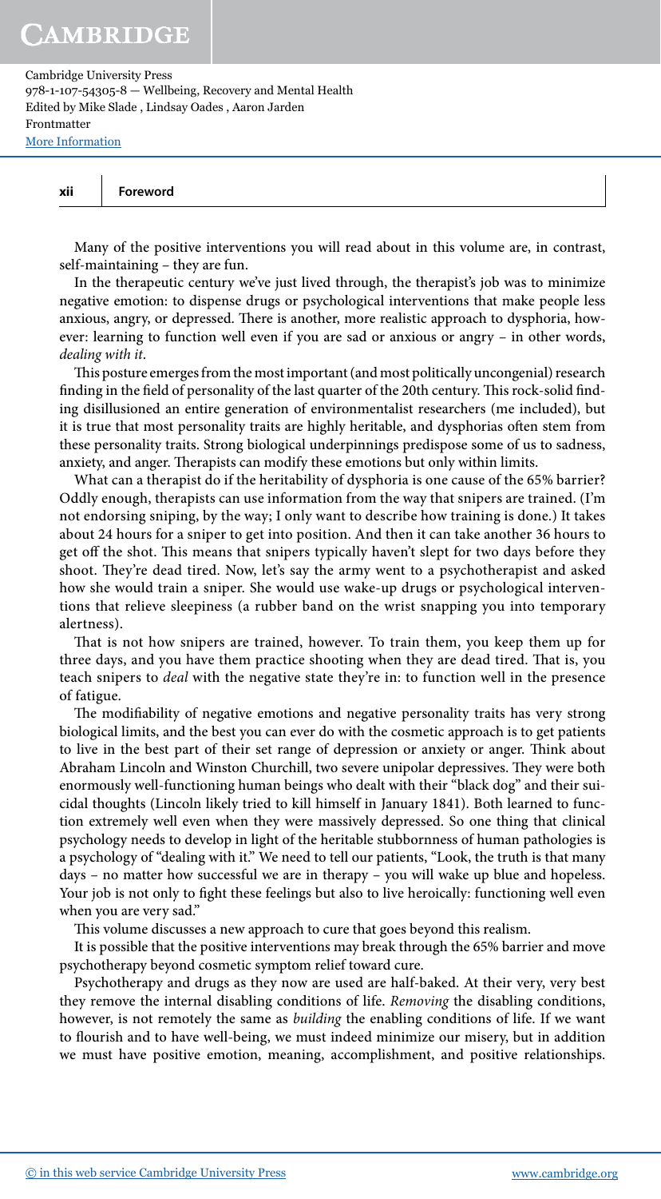Many of the positive interventions you will read about in this volume are, in contrast, self-maintaining – they are fun.

In the therapeutic century we've just lived through, the therapist's job was to minimize negative emotion: to dispense drugs or psychological interventions that make people less anxious, angry, or depressed. There is another, more realistic approach to dysphoria, however: learning to function well even if you are sad or anxious or angry – in other words, *dealing with it*.

This posture emerges from the most important (and most politically uncongenial) research finding in the field of personality of the last quarter of the 20th century. This rock-solid finding disillusioned an entire generation of environmentalist researchers (me included), but it is true that most personality traits are highly heritable, and dysphorias often stem from these personality traits. Strong biological underpinnings predispose some of us to sadness, anxiety, and anger. Therapists can modify these emotions but only within limits.

What can a therapist do if the heritability of dysphoria is one cause of the 65% barrier? Oddly enough, therapists can use information from the way that snipers are trained. (I'm not endorsing sniping, by the way; I only want to describe how training is done.) It takes about 24 hours for a sniper to get into position. And then it can take another 36 hours to get off the shot. This means that snipers typically haven't slept for two days before they shoot. They're dead tired. Now, let's say the army went to a psychotherapist and asked how she would train a sniper. She would use wake-up drugs or psychological interventions that relieve sleepiness (a rubber band on the wrist snapping you into temporary alertness).

That is not how snipers are trained, however. To train them, you keep them up for three days, and you have them practice shooting when they are dead tired. That is, you teach snipers to *deal* with the negative state they're in: to function well in the presence of fatigue.

The modifiability of negative emotions and negative personality traits has very strong biological limits, and the best you can ever do with the cosmetic approach is to get patients to live in the best part of their set range of depression or anxiety or anger. Think about Abraham Lincoln and Winston Churchill, two severe unipolar depressives. They were both enormously well-functioning human beings who dealt with their "black dog" and their suicidal thoughts (Lincoln likely tried to kill himself in January 1841). Both learned to function extremely well even when they were massively depressed. So one thing that clinical psychology needs to develop in light of the heritable stubbornness of human pathologies is a psychology of "dealing with it." We need to tell our patients, "Look, the truth is that many days – no matter how successful we are in therapy – you will wake up blue and hopeless. Your job is not only to fight these feelings but also to live heroically: functioning well even when you are very sad."

This volume discusses a new approach to cure that goes beyond this realism.

It is possible that the positive interventions may break through the 65% barrier and move psychotherapy beyond cosmetic symptom relief toward cure.

Psychotherapy and drugs as they now are used are half-baked. At their very, very best they remove the internal disabling conditions of life. *Removing* the disabling conditions, however, is not remotely the same as *building* the enabling conditions of life. If we want to flourish and to have well-being, we must indeed minimize our misery, but in addition we must have positive emotion, meaning, accomplishment, and positive relationships.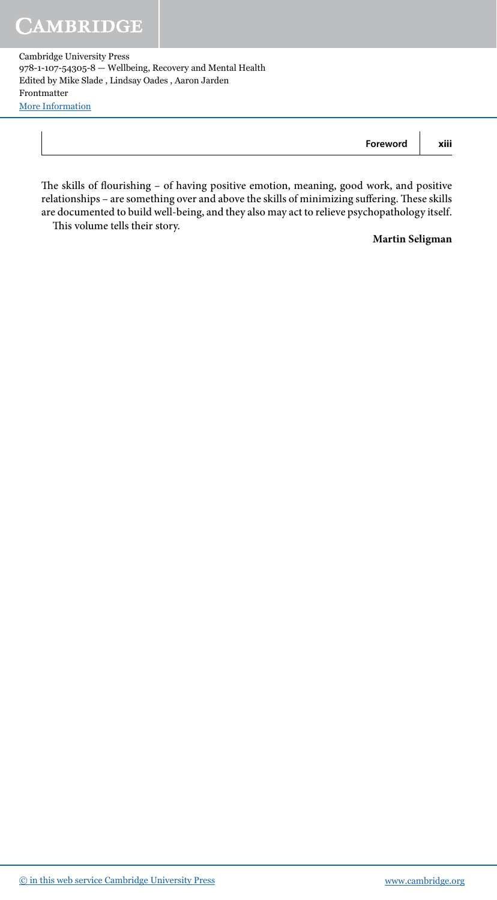The skills of flourishing – of having positive emotion, meaning, good work, and positive relationships – are something over and above the skills of minimizing suffering. These skills are documented to build well-being, and they also may act to relieve psychopathology itself.

This volume tells their story.

**Martin Seligman**